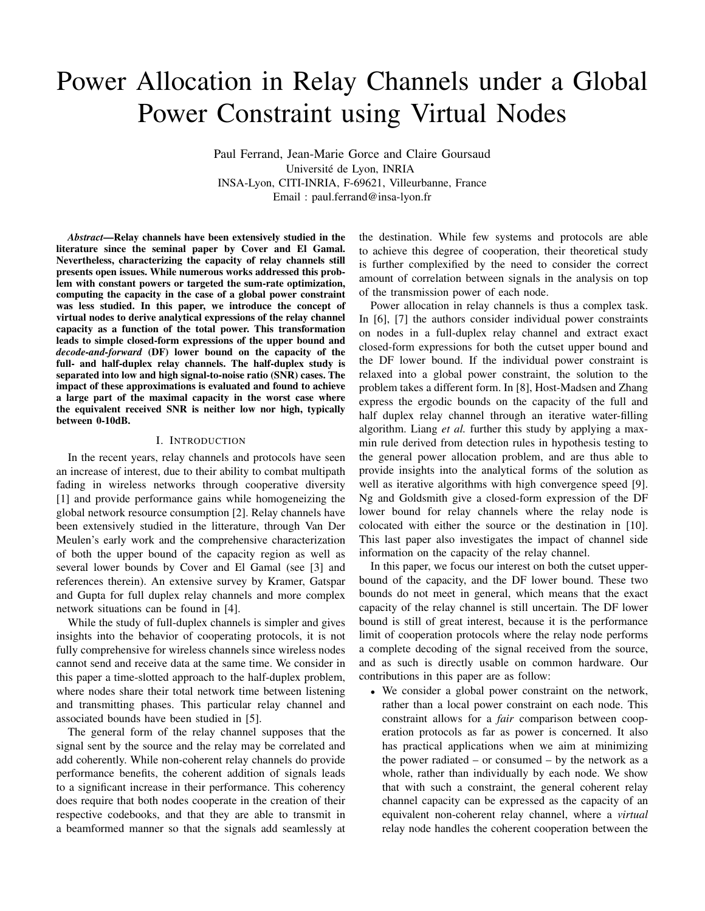# Power Allocation in Relay Channels under a Global Power Constraint using Virtual Nodes

Paul Ferrand, Jean-Marie Gorce and Claire Goursaud
Université de Lyon, INRIA
INSA-Lyon, CITI-INRIA, F-69621, Villeurbanne, France
Email : paul.ferrand@insa-lyon.fr

***Abstract*—Relay channels have been extensively studied in the literature since the seminal paper by Cover and El Gamal. Nevertheless, characterizing the capacity of relay channels still presents open issues. While numerous works addressed this problem with constant powers or targeted the sum-rate optimization, computing the capacity in the case of a global power constraint was less studied. In this paper, we introduce the concept of virtual nodes to derive analytical expressions of the relay channel capacity as a function of the total power. This transformation leads to simple closed-form expressions of the upper bound and *decode-and-forward* (DF) lower bound on the capacity of the full- and half-duplex relay channels. The half-duplex study is separated into low and high signal-to-noise ratio (SNR) cases. The impact of these approximations is evaluated and found to achieve a large part of the maximal capacity in the worst case where the equivalent received SNR is neither low nor high, typically between 0-10dB.**

## I. Introduction

In the recent years, relay channels and protocols have seen an increase of interest, due to their ability to combat multipath fading in wireless networks through cooperative diversity [1] and provide performance gains while homogeneizing the global network resource consumption [2]. Relay channels have been extensively studied in the litterature, through Van Der Meulen's early work and the comprehensive characterization of both the upper bound of the capacity region as well as several lower bounds by Cover and El Gamal (see [3] and references therein). An extensive survey by Kramer, Gatspar and Gupta for full duplex relay channels and more complex network situations can be found in [4].

While the study of full-duplex channels is simpler and gives insights into the behavior of cooperating protocols, it is not fully comprehensive for wireless channels since wireless nodes cannot send and receive data at the same time. We consider in this paper a time-slotted approach to the half-duplex problem, where nodes share their total network time between listening and transmitting phases. This particular relay channel and associated bounds have been studied in [5].

The general form of the relay channel supposes that the signal sent by the source and the relay may be correlated and add coherently. While non-coherent relay channels do provide performance benefits, the coherent addition of signals leads to a significant increase in their performance. This coherency does require that both nodes cooperate in the creation of their respective codebooks, and that they are able to transmit in a beamformed manner so that the signals add seamlessly at the destination. While few systems and protocols are able to achieve this degree of cooperation, their theoretical study is further complexified by the need to consider the correct amount of correlation between signals in the analysis on top of the transmission power of each node.

Power allocation in relay channels is thus a complex task. In [6], [7] the authors consider individual power constraints on nodes in a full-duplex relay channel and extract exact closed-form expressions for both the cutset upper bound and the DF lower bound. If the individual power constraint is relaxed into a global power constraint, the solution to the problem takes a different form. In [8], Host-Madsen and Zhang express the ergodic bounds on the capacity of the full and half duplex relay channel through an iterative water-filling algorithm. Liang *et al.* further this study by applying a max-min rule derived from detection rules in hypothesis testing to the general power allocation problem, and are thus able to provide insights into the analytical forms of the solution as well as iterative algorithms with high convergence speed [9]. Ng and Goldsmith give a closed-form expression of the DF lower bound for relay channels where the relay node is colocated with either the source or the destination in [10]. This last paper also investigates the impact of channel side information on the capacity of the relay channel.

In this paper, we focus our interest on both the cutset upper-bound of the capacity, and the DF lower bound. These two bounds do not meet in general, which means that the exact capacity of the relay channel is still uncertain. The DF lower bound is still of great interest, because it is the performance limit of cooperation protocols where the relay node performs a complete decoding of the signal received from the source, and as such is directly usable on common hardware. Our contributions in this paper are as follow:

- We consider a global power constraint on the network, rather than a local power constraint on each node. This constraint allows for a *fair* comparison between cooperation protocols as far as power is concerned. It also has practical applications when we aim at minimizing the power radiated – or consumed – by the network as a whole, rather than individually by each node. We show that with such a constraint, the general coherent relay channel capacity can be expressed as the capacity of an equivalent non-coherent relay channel, where a *virtual* relay node handles the coherent cooperation between the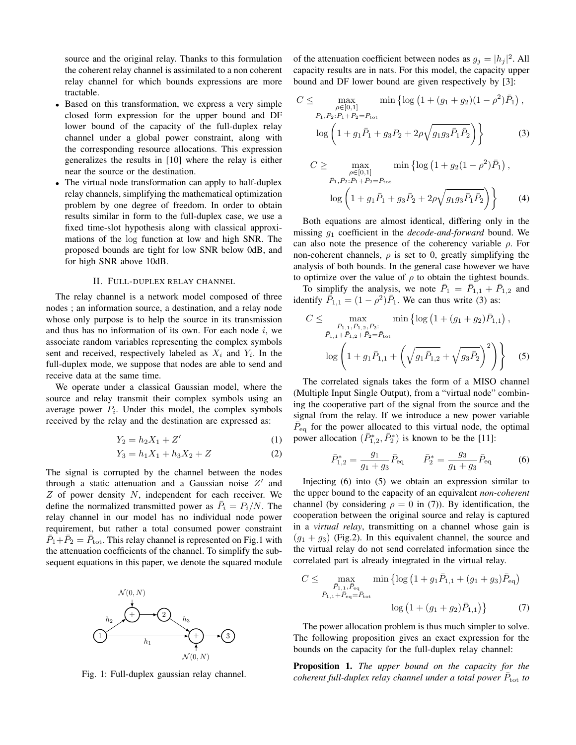source and the original relay. Thanks to this formulation the coherent relay channel is assimilated to a non coherent relay channel for which bounds expressions are more tractable.

- Based on this transformation, we express a very simple closed form expression for the upper bound and DF lower bound of the capacity of the full-duplex relay channel under a global power constraint, along with the corresponding resource allocations. This expression generalizes the results in [10] where the relay is either near the source or the destination.
- The virtual node transformation can apply to half-duplex relay channels, simplifying the mathematical optimization problem by one degree of freedom. In order to obtain results similar in form to the full-duplex case, we use a fixed time-slot hypothesis along with classical approximations of the log function at low and high SNR. The proposed bounds are tight for low SNR below 0dB, and for high SNR above 10dB.

## II. Full-duplex relay channel

The relay channel is a network model composed of three nodes ; an information source, a destination, and a relay node whose only purpose is to help the source in its transmission and thus has no information of its own. For each node $i$, we associate random variables representing the complex symbols sent and received, respectively labeled as $X_i$ and $Y_i$. In the full-duplex mode, we suppose that nodes are able to send and receive data at the same time.

We operate under a classical Gaussian model, where the source and relay transmit their complex symbols using an average power $P_i$. Under this model, the complex symbols received by the relay and the destination are expressed as:

$$Y_2 = h_2 X_1 + Z' \tag{1}$$

$$Y_3 = h_1 X_1 + h_3 X_2 + Z \tag{2}$$

The signal is corrupted by the channel between the nodes through a static attenuation and a Gaussian noise $Z'$ and $Z$ of power density $N$, independent for each receiver. We define the normalized transmitted power as $\bar{P}_i = P_i/N$. The relay channel in our model has no individual node power requirement, but rather a total consumed power constraint $\bar{P}_1 + \bar{P}_2 = \bar{P}_{\text{tot}}$. This relay channel is represented on Fig.1 with the attenuation coefficients of the channel. To simplify the subsequent equations in this paper, we denote the squared module of the attenuation coefficient between nodes as $g_j = |h_j|^2$. All capacity results are in nats. For this model, the capacity upper bound and DF lower bound are given respectively by [3]:

Fig. 1: Full-duplex gaussian relay channel.

$$C \leq \max_{\substack{\rho \in [0,1] \\ \bar{P}_1, \bar{P}_2 : \bar{P}_1 + \bar{P}_2 = \bar{P}_{\text{tot}}}} \min \left\{ \log\left(1 + (g_1 + g_2)(1-\rho^2)\bar{P}_1\right), \log\left(1 + g_1 \bar{P}_1 + g_3 P_2 + 2\rho\sqrt{g_1 g_3 \bar{P}_1 \bar{P}_2}\right) \right\} \tag{3}$$

$$C \geq \max_{\substack{\rho \in [0,1] \\ \bar{P}_1, \bar{P}_2 : \bar{P}_1 + \bar{P}_2 = \bar{P}_{\text{tot}}}} \min \left\{ \log\left(1 + g_2(1-\rho^2)\bar{P}_1\right), \log\left(1 + g_1 \bar{P}_1 + g_3 \bar{P}_2 + 2\rho\sqrt{g_1 g_3 \bar{P}_1 \bar{P}_2}\right) \right\} \tag{4}$$

Both equations are almost identical, differing only in the missing $g_1$ coefficient in the *decode-and-forward* bound. We can also note the presence of the coherency variable $\rho$. For non-coherent channels, $\rho$ is set to 0, greatly simplifying the analysis of both bounds. In the general case however we have to optimize over the value of $\rho$ to obtain the tightest bounds.

To simplify the analysis, we note $\bar{P}_1 = \bar{P}_{1,1} + \bar{P}_{1,2}$ and identify $\bar{P}_{1,1} = (1-\rho^2)\bar{P}_1$. We can thus write (3) as:

$$C \leq \max_{\substack{\bar{P}_{1,1}, \bar{P}_{1,2}, \bar{P}_2 : \\ \bar{P}_{1,1} + \bar{P}_{1,2} + \bar{P}_2 = \bar{P}_{\text{tot}}}} \min \left\{ \log\left(1 + (g_1 + g_2)\bar{P}_{1,1}\right), \log\left(1 + g_1 \bar{P}_{1,1} + \left(\sqrt{g_1 \bar{P}_{1,2}} + \sqrt{g_3 \bar{P}_2}\right)^2\right) \right\} \tag{5}$$

The correlated signals takes the form of a MISO channel (Multiple Input Single Output), from a "virtual node" combining the cooperative part of the signal from the source and the signal from the relay. If we introduce a new power variable $\bar{P}_{\text{eq}}$ for the power allocated to this virtual node, the optimal power allocation $(\bar{P}_{1,2}^*, \bar{P}_2^*)$ is known to be the [11]:

$$\bar{P}_{1,2}^* = \frac{g_1}{g_1 + g_3}\bar{P}_{\text{eq}} \qquad \bar{P}_2^* = \frac{g_3}{g_1 + g_3}\bar{P}_{\text{eq}} \tag{6}$$

Injecting (6) into (5) we obtain an expression similar to the upper bound to the capacity of an equivalent *non-coherent* channel (by considering $\rho = 0$ in (7)). By identification, the cooperation between the original source and relay is captured in a *virtual relay*, transmitting on a channel whose gain is $(g_1 + g_3)$ (Fig.2). In this equivalent channel, the source and the virtual relay do not send correlated information since the correlated part is already integrated in the virtual relay.

$$C \leq \max_{\substack{\bar{P}_{1,1}, \bar{P}_{\text{eq}} \\ \bar{P}_{1,1} + \bar{P}_{\text{eq}} = \bar{P}_{\text{tot}}}} \min \left\{ \log\left(1 + g_1 \bar{P}_{1,1} + (g_1 + g_3)\bar{P}_{\text{eq}}\right), \log\left(1 + (g_1 + g_2)\bar{P}_{1,1}\right) \right\} \tag{7}$$

The power allocation problem is thus much simpler to solve. The following proposition gives an exact expression for the bounds on the capacity for the full-duplex relay channel:

**Proposition 1.** *The upper bound on the capacity for the coherent full-duplex relay channel under a total power $\bar{P}_{\text{tot}}$ to*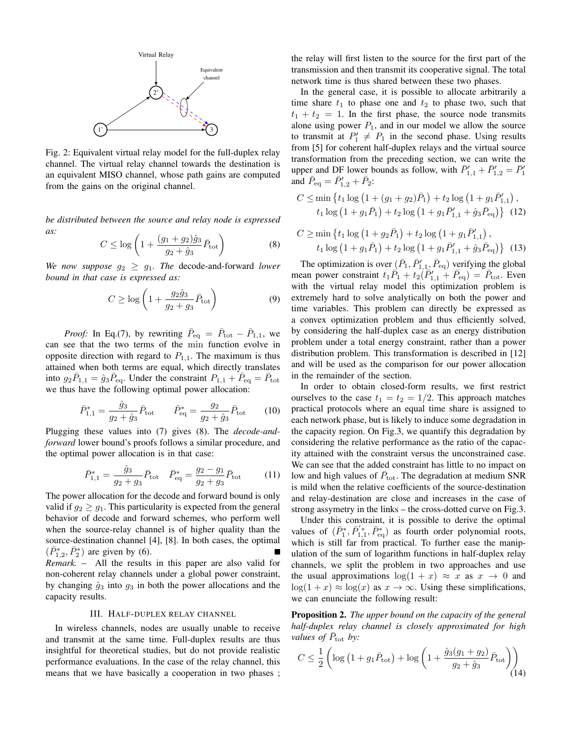Fig. 2: Equivalent virtual relay model for the full-duplex relay channel. The virtual relay channel towards the destination is an equivalent MISO channel, whose path gains are computed from the gains on the original channel.

*be distributed between the source and relay node is expressed as:*

$$C \leq \log\left(1 + \frac{(g_1+g_2)\hat{g}_3}{g_2+\hat{g}_3}\bar{P}_{\text{tot}}\right) \quad (8)$$

*We now suppose $g_2 \geq g_1$. The* decode-and-forward *lower bound in that case is expressed as:*

$$C \geq \log\left(1 + \frac{g_2\hat{g}_3}{g_2+g_3}\bar{P}_{\text{tot}}\right) \quad (9)$$

*Proof:* In Eq.(7), by rewriting $\bar{P}_{\text{eq}} = \bar{P}_{\text{tot}} - \bar{P}_{1,1}$, we can see that the two terms of the min function evolve in opposite direction with regard to $P_{1,1}$. The maximum is thus attained when both terms are equal, which directly translates into $g_2\bar{P}_{1,1} = \hat{g}_3\bar{P}_{\text{eq}}$. Under the constraint $P_{1,1} + \bar{P}_{\text{eq}} = \bar{P}_{\text{tot}}$ we thus have the following optimal power allocation:

$$\bar{P}^*_{1,1} = \frac{\hat{g}_3}{g_2+\hat{g}_3}\bar{P}_{\text{tot}} \qquad \bar{P}^*_{\text{eq}} = \frac{g_2}{g_2+\hat{g}_3}\bar{P}_{\text{tot}} \quad (10)$$

Plugging these values into (7) gives (8). The *decode-and-forward* lower bound's proofs follows a similar procedure, and the optimal power allocation is in that case:

$$\bar{P}^*_{1,1} = \frac{\hat{g}_3}{g_2+g_3}\bar{P}_{\text{tot}} \quad \bar{P}^*_{\text{eq}} = \frac{g_2-g_1}{g_2+g_3}\bar{P}_{\text{tot}} \quad (11)$$

The power allocation for the decode and forward bound is only valid if $g_2 \geq g_1$. This particularity is expected from the general behavior of decode and forward schemes, who perform well when the source-relay channel is of higher quality than the source-destination channel [4], [8]. In both cases, the optimal $(\bar{P}^*_{1,2}, \bar{P}^*_2)$ are given by (6). ∎

*Remark.* – All the results in this paper are also valid for non-coherent relay channels under a global power constraint, by changing $\hat{g}_3$ into $g_3$ in both the power allocations and the capacity results.

## III. Half-duplex relay channel

In wireless channels, nodes are usually unable to receive and transmit at the same time. Full-duplex results are thus insightful for theoretical studies, but do not provide realistic performance evaluations. In the case of the relay channel, this means that we have basically a cooperation in two phases ; the relay will first listen to the source for the first part of the transmission and then transmit its cooperative signal. The total network time is thus shared between these two phases.

In the general case, it is possible to allocate arbitrarily a time share $t_1$ to phase one and $t_2$ to phase two, such that $t_1 + t_2 = 1$. In the first phase, the source node transmits alone using power $P_1$, and in our model we allow the source to transmit at $P'_1 \neq P_1$ in the second phase. Using results from [5] for coherent half-duplex relays and the virtual source transformation from the preceding section, we can write the upper and DF lower bounds as follow, with $\bar{P}'_{1,1} + \bar{P}'_{1,2} = \bar{P}'_1$ and $\bar{P}_{\text{eq}} = \bar{P}'_{1,2} + \bar{P}_2$:

$$C \leq \min\left\{t_1\log\left(1+(g_1+g_2)\bar{P}_1\right) + t_2\log\left(1+g_1\bar{P}'_{1,1}\right),\right.$$
$$\left. t_1\log\left(1+g_1\bar{P}_1\right) + t_2\log\left(1+g_1\bar{P}'_{1,1}+\hat{g}_3\bar{P}_{\text{eq}}\right)\right\} \quad (12)$$

$$C \geq \min\left\{t_1\log\left(1+g_2\bar{P}_1\right) + t_2\log\left(1+g_1\bar{P}'_{1,1}\right),\right.$$
$$\left. t_1\log\left(1+g_1\bar{P}_1\right) + t_2\log\left(1+g_1\bar{P}'_{1,1}+\hat{g}_3\bar{P}_{\text{eq}}\right)\right\} \quad (13)$$

The optimization is over $(\bar{P}_1, \bar{P}'_{1,1}, \bar{P}_{\text{eq}})$ verifying the global mean power constraint $t_1\bar{P}_1 + t_2(\bar{P}'_{1,1} + \bar{P}_{\text{eq}}) = \bar{P}_{\text{tot}}$. Even with the virtual relay model this optimization problem is extremely hard to solve analytically on both the power and time variables. This problem can directly be expressed as a convex optimization problem and thus efficiently solved, by considering the half-duplex case as an energy distribution problem under a total energy constraint, rather than a power distribution problem. This transformation is described in [12] and will be used as the comparison for our power allocation in the remainder of the section.

In order to obtain closed-form results, we first restrict ourselves to the case $t_1 = t_2 = 1/2$. This approach matches practical protocols where an equal time share is assigned to each network phase, but is likely to induce some degradation in the capacity region. On Fig.3, we quantify this degradation by considering the relative performance as the ratio of the capacity attained with the constraint versus the unconstrained case. We can see that the added constraint has little to no impact on low and high values of $\bar{P}_{\text{tot}}$. The degradation at medium SNR is mild when the relative coefficients of the source-destination and relay-destination are close and increases in the case of strong assymetry in the links – the cross-dotted curve on Fig.3.

Under this constraint, it is possible to derive the optimal values of $(\bar{P}^*_1, \bar{P}'^*_{1,1}, \bar{P}^*_{\text{eq}})$ as fourth order polynomial roots, which is still far from practical. To further ease the manipulation of the sum of logarithm functions in half-duplex relay channels, we split the problem in two approaches and use the usual approximations $\log(1+x) \approx x$ as $x \to 0$ and $\log(1+x) \approx \log(x)$ as $x \to \infty$. Using these simplifications, we can enunciate the following result:

**Proposition 2.** *The upper bound on the capacity of the general half-duplex relay channel is closely approximated for high values of $\bar{P}_{\text{tot}}$ by:*

$$C \leq \frac{1}{2}\left(\log\left(1+g_1\bar{P}_{\text{tot}}\right) + \log\left(1+\frac{\hat{g}_3(g_1+g_2)}{g_2+\hat{g}_3}\bar{P}_{\text{tot}}\right)\right) \quad (14)$$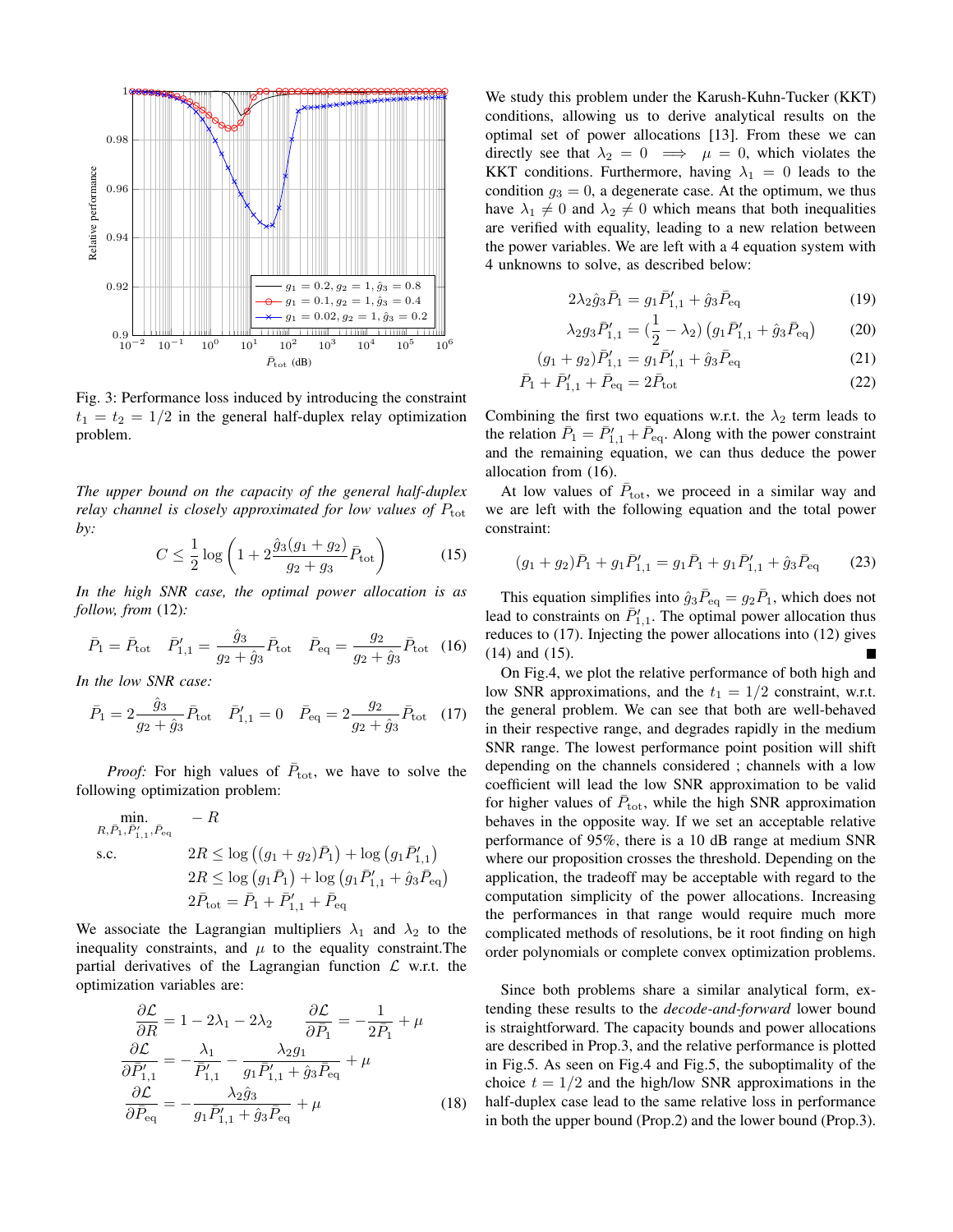Fig. 3: Performance loss induced by introducing the constraint $t_1 = t_2 = 1/2$ in the general half-duplex relay optimization problem.

*The upper bound on the capacity of the general half-duplex relay channel is closely approximated for low values of $P_{\text{tot}}$ by:*

$$C \leq \frac{1}{2} \log \left( 1 + 2 \frac{\hat{g}_3(g_1 + g_2)}{g_2 + g_3} \bar{P}_{\text{tot}} \right) \tag{15}$$

*In the high SNR case, the optimal power allocation is as follow, from* (12)*:*

$$\bar{P}_1 = \bar{P}_{\text{tot}} \quad \bar{P}'_{1,1} = \frac{\hat{g}_3}{g_2 + \hat{g}_3} \bar{P}_{\text{tot}} \quad \bar{P}_{\text{eq}} = \frac{g_2}{g_2 + \hat{g}_3} \bar{P}_{\text{tot}} \tag{16}$$

*In the low SNR case:*

$$\bar{P}_1 = 2 \frac{\hat{g}_3}{g_2 + \hat{g}_3} \bar{P}_{\text{tot}} \quad \bar{P}'_{1,1} = 0 \quad \bar{P}_{\text{eq}} = 2 \frac{g_2}{g_2 + \hat{g}_3} \bar{P}_{\text{tot}} \tag{17}$$

*Proof:* For high values of $\bar{P}_{\text{tot}}$, we have to solve the following optimization problem:

$$\begin{aligned}
\min_{R, \bar{P}_1, \bar{P}'_{1,1}, \bar{P}_{\text{eq}}} \quad & -R \\
\text{s.c.} \quad & 2R \leq \log\left((g_1 + g_2)\bar{P}_1\right) + \log\left(g_1 \bar{P}'_{1,1}\right) \\
& 2R \leq \log\left(g_1 \bar{P}_1\right) + \log\left(g_1 \bar{P}'_{1,1} + \hat{g}_3 \bar{P}_{\text{eq}}\right) \\
& 2\bar{P}_{\text{tot}} = \bar{P}_1 + \bar{P}'_{1,1} + \bar{P}_{\text{eq}}
\end{aligned}$$

We associate the Lagrangian multipliers $\lambda_1$ and $\lambda_2$ to the inequality constraints, and $\mu$ to the equality constraint.The partial derivatives of the Lagrangian function $\mathcal{L}$ w.r.t. the optimization variables are:

$$\begin{aligned}
\frac{\partial \mathcal{L}}{\partial R} &= 1 - 2\lambda_1 - 2\lambda_2 \qquad \frac{\partial \mathcal{L}}{\partial \bar{P}_1} = -\frac{1}{2\bar{P}_1} + \mu \\
\frac{\partial \mathcal{L}}{\partial \bar{P}'_{1,1}} &= -\frac{\lambda_1}{\bar{P}'_{1,1}} - \frac{\lambda_2 g_1}{g_1 \bar{P}'_{1,1} + \hat{g}_3 \bar{P}_{\text{eq}}} + \mu \\
\frac{\partial \mathcal{L}}{\partial \bar{P}_{\text{eq}}} &= -\frac{\lambda_2 \hat{g}_3}{g_1 \bar{P}'_{1,1} + \hat{g}_3 \bar{P}_{\text{eq}}} + \mu
\end{aligned} \tag{18}$$

We study this problem under the Karush-Kuhn-Tucker (KKT) conditions, allowing us to derive analytical results on the optimal set of power allocations [13]. From these we can directly see that $\lambda_2 = 0 \implies \mu = 0$, which violates the KKT conditions. Furthermore, having $\lambda_1 = 0$ leads to the condition $g_3 = 0$, a degenerate case. At the optimum, we thus have $\lambda_1 \neq 0$ and $\lambda_2 \neq 0$ which means that both inequalities are verified with equality, leading to a new relation between the power variables. We are left with a 4 equation system with 4 unknowns to solve, as described below:

$$2\lambda_2 \hat{g}_3 \bar{P}_1 = g_1 \bar{P}'_{1,1} + \hat{g}_3 \bar{P}_{\text{eq}} \tag{19}$$

$$\lambda_2 g_3 \bar{P}'_{1,1} = (\frac{1}{2} - \lambda_2)\left(g_1 \bar{P}'_{1,1} + \hat{g}_3 \bar{P}_{\text{eq}}\right) \tag{20}$$

$$(g_1 + g_2)\bar{P}'_{1,1} = g_1 \bar{P}'_{1,1} + \hat{g}_3 \bar{P}_{\text{eq}} \tag{21}$$

$$\bar{P}_1 + \bar{P}'_{1,1} + \bar{P}_{\text{eq}} = 2\bar{P}_{\text{tot}} \tag{22}$$

Combining the first two equations w.r.t. the $\lambda_2$ term leads to the relation $\bar{P}_1 = \bar{P}'_{1,1} + \bar{P}_{\text{eq}}$. Along with the power constraint and the remaining equation, we can thus deduce the power allocation from (16).

At low values of $\bar{P}_{\text{tot}}$, we proceed in a similar way and we are left with the following equation and the total power constraint:

$$(g_1 + g_2)\bar{P}_1 + g_1 \bar{P}'_{1,1} = g_1 \bar{P}_1 + g_1 \bar{P}'_{1,1} + \hat{g}_3 \bar{P}_{\text{eq}} \tag{23}$$

This equation simplifies into $\hat{g}_3 \bar{P}_{\text{eq}} = g_2 \bar{P}_1$, which does not lead to constraints on $\bar{P}'_{1,1}$. The optimal power allocation thus reduces to (17). Injecting the power allocations into (12) gives (14) and (15). ∎

On Fig.4, we plot the relative performance of both high and low SNR approximations, and the $t_1 = 1/2$ constraint, w.r.t. the general problem. We can see that both are well-behaved in their respective range, and degrades rapidly in the medium SNR range. The lowest performance point position will shift depending on the channels considered ; channels with a low coefficient will lead the low SNR approximation to be valid for higher values of $\bar{P}_{\text{tot}}$, while the high SNR approximation behaves in the opposite way. If we set an acceptable relative performance of 95%, there is a 10 dB range at medium SNR where our proposition crosses the threshold. Depending on the application, the tradeoff may be acceptable with regard to the computation simplicity of the power allocations. Increasing the performances in that range would require much more complicated methods of resolutions, be it root finding on high order polynomials or complete convex optimization problems.

Since both problems share a similar analytical form, extending these results to the *decode-and-forward* lower bound is straightforward. The capacity bounds and power allocations are described in Prop.3, and the relative performance is plotted in Fig.5. As seen on Fig.4 and Fig.5, the suboptimality of the choice $t = 1/2$ and the high/low SNR approximations in the half-duplex case lead to the same relative loss in performance in both the upper bound (Prop.2) and the lower bound (Prop.3).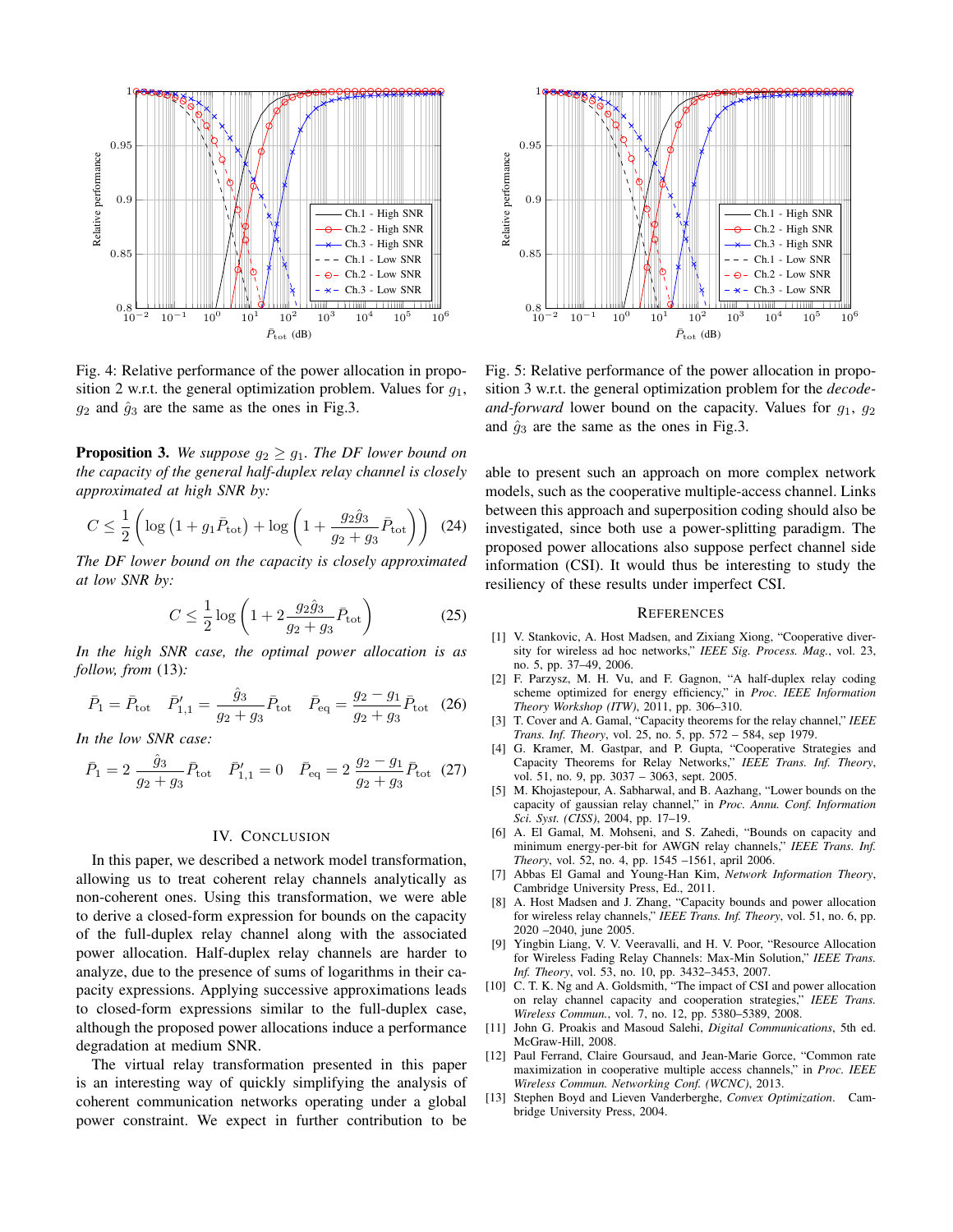Relative performance

1

0.95

0.9

0.85

0.8

$10^{-2}$ $10^{-1}$ $10^{0}$ $10^{1}$ $10^{2}$ $10^{3}$ $10^{4}$ $10^{5}$ $10^{6}$

$\bar{P}_{\text{tot}}$ (dB)

Ch.1 - High SNR
Ch.2 - High SNR
Ch.3 - High SNR
Ch.1 - Low SNR
Ch.2 - Low SNR
Ch.3 - Low SNR

Fig. 4: Relative performance of the power allocation in proposition 2 w.r.t. the general optimization problem. Values for $g_1$, $g_2$ and $\hat{g}_3$ are the same as the ones in Fig.3.

Relative performance

1

0.95

0.9

0.85

0.8

$10^{-2}$ $10^{-1}$ $10^{0}$ $10^{1}$ $10^{2}$ $10^{3}$ $10^{4}$ $10^{5}$ $10^{6}$

$\bar{P}_{\text{tot}}$ (dB)

Ch.1 - High SNR
Ch.2 - High SNR
Ch.3 - High SNR
Ch.1 - Low SNR
Ch.2 - Low SNR
Ch.3 - Low SNR

Fig. 5: Relative performance of the power allocation in proposition 3 w.r.t. the general optimization problem for the *decode-and-forward* lower bound on the capacity. Values for $g_1$, $g_2$ and $\hat{g}_3$ are the same as the ones in Fig.3.

**Proposition 3.** *We suppose $g_2 \geq g_1$. The DF lower bound on the capacity of the general half-duplex relay channel is closely approximated at high SNR by:*

$$C \leq \frac{1}{2}\left(\log\left(1 + g_1\bar{P}_{\text{tot}}\right) + \log\left(1 + \frac{g_2\hat{g}_3}{g_2 + g_3}\bar{P}_{\text{tot}}\right)\right) \quad (24)$$

*The DF lower bound on the capacity is closely approximated at low SNR by:*

$$C \leq \frac{1}{2}\log\left(1 + 2\frac{g_2\hat{g}_3}{g_2 + g_3}\bar{P}_{\text{tot}}\right) \quad (25)$$

*In the high SNR case, the optimal power allocation is as follow, from* (13)*:*

$$\bar{P}_1 = \bar{P}_{\text{tot}} \quad \bar{P}'_{1,1} = \frac{\hat{g}_3}{g_2 + g_3}\bar{P}_{\text{tot}} \quad \bar{P}_{\text{eq}} = \frac{g_2 - g_1}{g_2 + g_3}\bar{P}_{\text{tot}} \quad (26)$$

*In the low SNR case:*

$$\bar{P}_1 = 2\frac{\hat{g}_3}{g_2 + g_3}\bar{P}_{\text{tot}} \quad \bar{P}'_{1,1} = 0 \quad \bar{P}_{\text{eq}} = 2\frac{g_2 - g_1}{g_2 + g_3}\bar{P}_{\text{tot}} \quad (27)$$

## IV. Conclusion

In this paper, we described a network model transformation, allowing us to treat coherent relay channels analytically as non-coherent ones. Using this transformation, we were able to derive a closed-form expression for bounds on the capacity of the full-duplex relay channel along with the associated power allocation. Half-duplex relay channels are harder to analyze, due to the presence of sums of logarithms in their capacity expressions. Applying successive approximations leads to closed-form expressions similar to the full-duplex case, although the proposed power allocations induce a performance degradation at medium SNR.

The virtual relay transformation presented in this paper is an interesting way of quickly simplifying the analysis of coherent communication networks operating under a global power constraint. We expect in further contribution to be able to present such an approach on more complex network models, such as the cooperative multiple-access channel. Links between this approach and superposition coding should also be investigated, since both use a power-splitting paradigm. The proposed power allocations also suppose perfect channel side information (CSI). It would thus be interesting to study the resiliency of these results under imperfect CSI.

## References

[1] V. Stankovic, A. Host Madsen, and Zixiang Xiong, "Cooperative diversity for wireless ad hoc networks," *IEEE Sig. Process. Mag.*, vol. 23, no. 5, pp. 37–49, 2006.

[2] F. Parzysz, M. H. Vu, and F. Gagnon, "A half-duplex relay coding scheme optimized for energy efficiency," in *Proc. IEEE Information Theory Workshop (ITW)*, 2011, pp. 306–310.

[3] T. Cover and A. Gamal, "Capacity theorems for the relay channel," *IEEE Trans. Inf. Theory*, vol. 25, no. 5, pp. 572 – 584, sep 1979.

[4] G. Kramer, M. Gastpar, and P. Gupta, "Cooperative Strategies and Capacity Theorems for Relay Networks," *IEEE Trans. Inf. Theory*, vol. 51, no. 9, pp. 3037 – 3063, sept. 2005.

[5] M. Khojastepour, A. Sabharwal, and B. Aazhang, "Lower bounds on the capacity of gaussian relay channel," in *Proc. Annu. Conf. Information Sci. Syst. (CISS)*, 2004, pp. 17–19.

[6] A. El Gamal, M. Mohseni, and S. Zahedi, "Bounds on capacity and minimum energy-per-bit for AWGN relay channels," *IEEE Trans. Inf. Theory*, vol. 52, no. 4, pp. 1545 –1561, april 2006.

[7] Abbas El Gamal and Young-Han Kim, *Network Information Theory*, Cambridge University Press, Ed., 2011.

[8] A. Host Madsen and J. Zhang, "Capacity bounds and power allocation for wireless relay channels," *IEEE Trans. Inf. Theory*, vol. 51, no. 6, pp. 2020 –2040, june 2005.

[9] Yingbin Liang, V. V. Veeravalli, and H. V. Poor, "Resource Allocation for Wireless Fading Relay Channels: Max-Min Solution," *IEEE Trans. Inf. Theory*, vol. 53, no. 10, pp. 3432–3453, 2007.

[10] C. T. K. Ng and A. Goldsmith, "The impact of CSI and power allocation on relay channel capacity and cooperation strategies," *IEEE Trans. Wireless Commun.*, vol. 7, no. 12, pp. 5380–5389, 2008.

[11] John G. Proakis and Masoud Salehi, *Digital Communications*, 5th ed. McGraw-Hill, 2008.

[12] Paul Ferrand, Claire Goursaud, and Jean-Marie Gorce, "Common rate maximization in cooperative multiple access channels," in *Proc. IEEE Wireless Commun. Networking Conf. (WCNC)*, 2013.

[13] Stephen Boyd and Lieven Vanderberghe, *Convex Optimization*. Cambridge University Press, 2004.